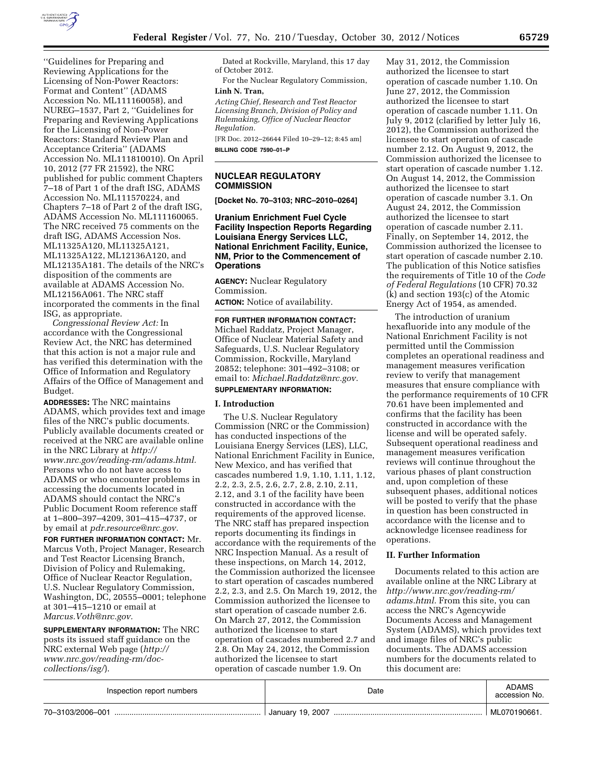''Guidelines for Preparing and Reviewing Applications for the Licensing of Non-Power Reactors: Format and Content'' (ADAMS Accession No. ML111160058), and NUREG–1537, Part 2, ''Guidelines for Preparing and Reviewing Applications for the Licensing of Non-Power Reactors: Standard Review Plan and Acceptance Criteria'' (ADAMS Accession No. ML111810010). On April 10, 2012 (77 FR 21592), the NRC published for public comment Chapters 7–18 of Part 1 of the draft ISG, ADAMS Accession No. ML111570224, and Chapters 7–18 of Part 2 of the draft ISG, ADAMS Accession No. ML111160065. The NRC received 75 comments on the draft ISG, ADAMS Accession Nos. ML11325A120, ML11325A121, ML11325A122, ML12136A120, and ML12135A181. The details of the NRC's disposition of the comments are available at ADAMS Accession No. ML12156A061. The NRC staff incorporated the comments in the final ISG, as appropriate.

*Congressional Review Act:* In accordance with the Congressional Review Act, the NRC has determined that this action is not a major rule and has verified this determination with the Office of Information and Regulatory Affairs of the Office of Management and Budget.

**ADDRESSES:** The NRC maintains ADAMS, which provides text and image files of the NRC's public documents. Publicly available documents created or received at the NRC are available online in the NRC Library at *http://www.nrc.gov/reading-rm/adams.html.* Persons who do not have access to ADAMS or who encounter problems in accessing the documents located in ADAMS should contact the NRC's Public Document Room reference staff at 1–800–397–4209, 301–415–4737, or by email at *pdr.resource@nrc.gov.*

**FOR FURTHER INFORMATION CONTACT:** Mr. Marcus Voth, Project Manager, Research and Test Reactor Licensing Branch, Division of Policy and Rulemaking, Office of Nuclear Reactor Regulation, U.S. Nuclear Regulatory Commission, Washington, DC, 20555–0001; telephone at 301–415–1210 or email at *Marcus.Voth@nrc.gov.*

**SUPPLEMENTARY INFORMATION:** The NRC posts its issued staff guidance on the NRC external Web page (*http://www.nrc.gov/reading-rm/doc-collections/isg/*).

Dated at Rockville, Maryland, this 17 day of October 2012.

For the Nuclear Regulatory Commission,

**Linh N. Tran,**

*Acting Chief, Research and Test Reactor Licensing Branch, Division of Policy and Rulemaking, Office of Nuclear Reactor Regulation.*

[FR Doc. 2012–26644 Filed 10–29–12; 8:45 am]

**BILLING CODE 7590–01–P**

## NUCLEAR REGULATORY COMMISSION

**[Docket No. 70–3103; NRC–2010–0264]**

## Uranium Enrichment Fuel Cycle Facility Inspection Reports Regarding Louisiana Energy Services LLC, National Enrichment Facility, Eunice, NM, Prior to the Commencement of Operations

**AGENCY:** Nuclear Regulatory Commission.

**ACTION:** Notice of availability.

**FOR FURTHER INFORMATION CONTACT:** Michael Raddatz, Project Manager, Office of Nuclear Material Safety and Safeguards, U.S. Nuclear Regulatory Commission, Rockville, Maryland 20852; telephone: 301–492–3108; or email to: *Michael.Raddatz@nrc.gov.*

**SUPPLEMENTARY INFORMATION:**

### I. Introduction

The U.S. Nuclear Regulatory Commission (NRC or the Commission) has conducted inspections of the Louisiana Energy Services (LES), LLC, National Enrichment Facility in Eunice, New Mexico, and has verified that cascades numbered 1.9, 1.10, 1.11, 1.12, 2.2, 2.3, 2.5, 2.6, 2.7, 2.8, 2.10, 2.11, 2.12, and 3.1 of the facility have been constructed in accordance with the requirements of the approved license. The NRC staff has prepared inspection reports documenting its findings in accordance with the requirements of the NRC Inspection Manual. As a result of these inspections, on March 14, 2012, the Commission authorized the licensee to start operation of cascades numbered 2.2, 2.3, and 2.5. On March 19, 2012, the Commission authorized the licensee to start operation of cascade number 2.6. On March 27, 2012, the Commission authorized the licensee to start operation of cascades numbered 2.7 and 2.8. On May 24, 2012, the Commission authorized the licensee to start operation of cascade number 1.9. On May 31, 2012, the Commission authorized the licensee to start operation of cascade number 1.10. On June 27, 2012, the Commission authorized the licensee to start operation of cascade number 1.11. On July 9, 2012 (clarified by letter July 16, 2012), the Commission authorized the licensee to start operation of cascade number 2.12. On August 9, 2012, the Commission authorized the licensee to start operation of cascade number 1.12. On August 14, 2012, the Commission authorized the licensee to start operation of cascade number 3.1. On August 24, 2012, the Commission authorized the licensee to start operation of cascade number 2.11. Finally, on September 14, 2012, the Commission authorized the licensee to start operation of cascade number 2.10. The publication of this Notice satisfies the requirements of Title 10 of the *Code of Federal Regulations* (10 CFR) 70.32 (k) and section 193(c) of the Atomic Energy Act of 1954, as amended.

The introduction of uranium hexafluoride into any module of the National Enrichment Facility is not permitted until the Commission completes an operational readiness and management measures verification review to verify that management measures that ensure compliance with the performance requirements of 10 CFR 70.61 have been implemented and confirms that the facility has been constructed in accordance with the license and will be operated safely. Subsequent operational readiness and management measures verification reviews will continue throughout the various phases of plant construction and, upon completion of these subsequent phases, additional notices will be posted to verify that the phase in question has been constructed in accordance with the license and to acknowledge licensee readiness for operations.

### II. Further Information

Documents related to this action are available online at the NRC Library at *http://www.nrc.gov/reading-rm/adams.html.* From this site, you can access the NRC's Agencywide Documents Access and Management System (ADAMS), which provides text and image files of NRC's public documents. The ADAMS accession numbers for the documents related to this document are:

| Inspection report numbers | Date | ADAMS accession No. |
| --- | --- | --- |
| 70–3103/2006–001 | January 19, 2007 | ML070190661. |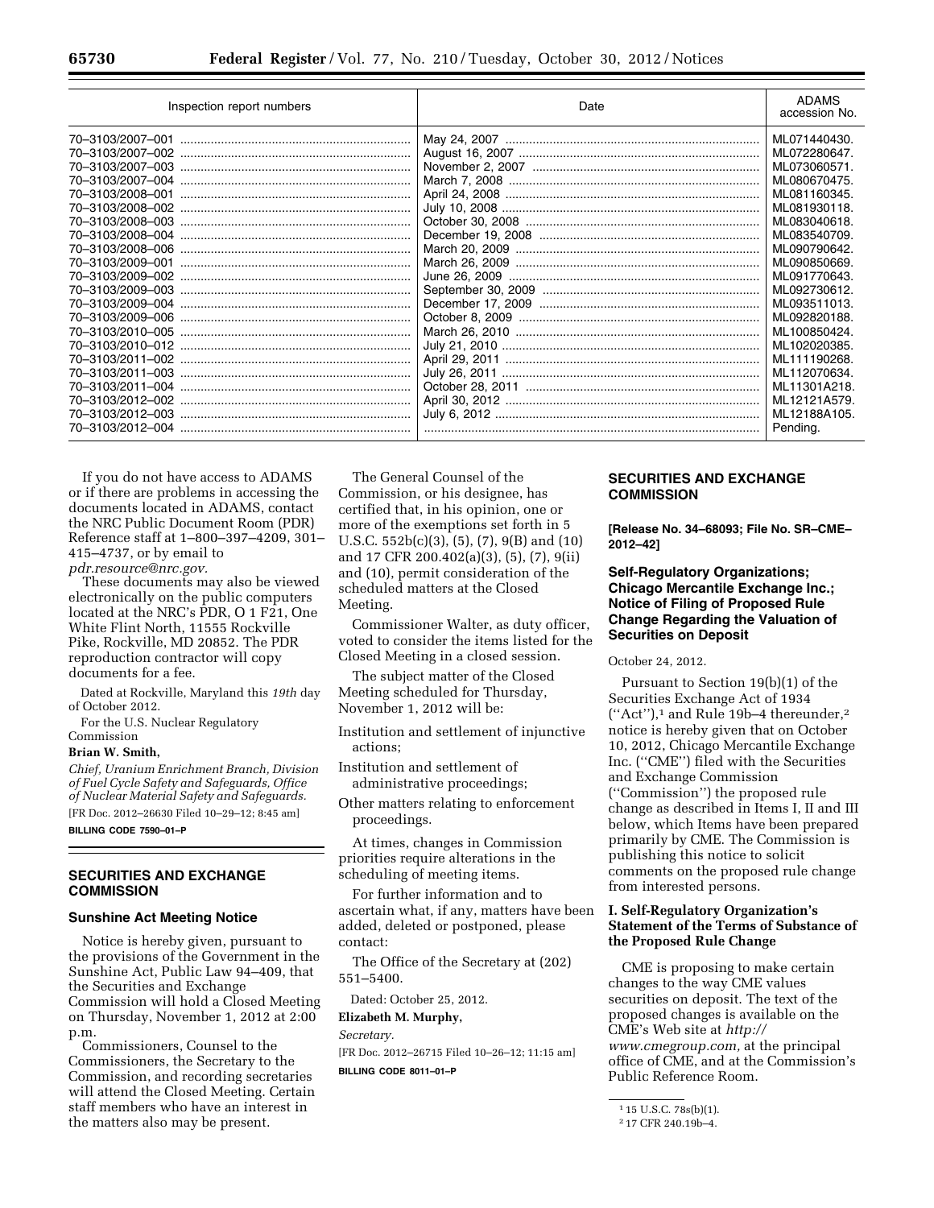| Inspection report numbers | Date | ADAMS accession No. |
|---|---|---|
| 70–3103/2007–001 | May 24, 2007 | ML071440430. |
| 70–3103/2007–002 | August 16, 2007 | ML072280647. |
| 70–3103/2007–003 | November 2, 2007 | ML073060571. |
| 70–3103/2007–004 | March 7, 2008 | ML080670475. |
| 70–3103/2008–001 | April 24, 2008 | ML081160345. |
| 70–3103/2008–002 | July 10, 2008 | ML081930118. |
| 70–3103/2008–003 | October 30, 2008 | ML083040618. |
| 70–3103/2008–004 | December 19, 2008 | ML083540709. |
| 70–3103/2008–006 | March 20, 2009 | ML090790642. |
| 70–3103/2009–001 | March 26, 2009 | ML090850669. |
| 70–3103/2009–002 | June 26, 2009 | ML091770643. |
| 70–3103/2009–003 | September 30, 2009 | ML092730612. |
| 70–3103/2009–004 | December 17, 2009 | ML093511013. |
| 70–3103/2009–006 | October 8, 2009 | ML092820188. |
| 70–3103/2010–005 | March 26, 2010 | ML100850424. |
| 70–3103/2010–012 | July 21, 2010 | ML102020385. |
| 70–3103/2011–002 | April 29, 2011 | ML111190268. |
| 70–3103/2011–003 | July 26, 2011 | ML112070634. |
| 70–3103/2011–004 | October 28, 2011 | ML11301A218. |
| 70–3103/2012–002 | April 30, 2012 | ML12121A579. |
| 70–3103/2012–003 | July 6, 2012 | ML12188A105. |
| 70–3103/2012–004 | | Pending. |

If you do not have access to ADAMS or if there are problems in accessing the documents located in ADAMS, contact the NRC Public Document Room (PDR) Reference staff at 1–800–397–4209, 301–415–4737, or by email to *pdr.resource@nrc.gov.*

These documents may also be viewed electronically on the public computers located at the NRC's PDR, O 1 F21, One White Flint North, 11555 Rockville Pike, Rockville, MD 20852. The PDR reproduction contractor will copy documents for a fee.

Dated at Rockville, Maryland this *19th* day of October 2012.

For the U.S. Nuclear Regulatory Commission

**Brian W. Smith,**

*Chief, Uranium Enrichment Branch, Division of Fuel Cycle Safety and Safeguards, Office of Nuclear Material Safety and Safeguards.*

[FR Doc. 2012–26630 Filed 10–29–12; 8:45 am]

**BILLING CODE 7590–01–P**

## SECURITIES AND EXCHANGE COMMISSION

### Sunshine Act Meeting Notice

Notice is hereby given, pursuant to the provisions of the Government in the Sunshine Act, Public Law 94–409, that the Securities and Exchange Commission will hold a Closed Meeting on Thursday, November 1, 2012 at 2:00 p.m.

Commissioners, Counsel to the Commissioners, the Secretary to the Commission, and recording secretaries will attend the Closed Meeting. Certain staff members who have an interest in the matters also may be present.

The General Counsel of the Commission, or his designee, has certified that, in his opinion, one or more of the exemptions set forth in 5 U.S.C. 552b(c)(3), (5), (7), 9(B) and (10) and 17 CFR 200.402(a)(3), (5), (7), 9(ii) and (10), permit consideration of the scheduled matters at the Closed Meeting.

Commissioner Walter, as duty officer, voted to consider the items listed for the Closed Meeting in a closed session.

The subject matter of the Closed Meeting scheduled for Thursday, November 1, 2012 will be:

Institution and settlement of injunctive actions;

Institution and settlement of administrative proceedings;

Other matters relating to enforcement proceedings.

At times, changes in Commission priorities require alterations in the scheduling of meeting items.

For further information and to ascertain what, if any, matters have been added, deleted or postponed, please contact:

The Office of the Secretary at (202) 551–5400.

Dated: October 25, 2012.

**Elizabeth M. Murphy,**

*Secretary.*

[FR Doc. 2012–26715 Filed 10–26–12; 11:15 am]

**BILLING CODE 8011–01–P**

## SECURITIES AND EXCHANGE COMMISSION

**[Release No. 34–68093; File No. SR–CME–2012–42]**

### Self-Regulatory Organizations; Chicago Mercantile Exchange Inc.; Notice of Filing of Proposed Rule Change Regarding the Valuation of Securities on Deposit

October 24, 2012.

Pursuant to Section 19(b)(1) of the Securities Exchange Act of 1934 (''Act''),[1] and Rule 19b–4 thereunder,[2] notice is hereby given that on October 10, 2012, Chicago Mercantile Exchange Inc. (''CME'') filed with the Securities and Exchange Commission (''Commission'') the proposed rule change as described in Items I, II and III below, which Items have been prepared primarily by CME. The Commission is publishing this notice to solicit comments on the proposed rule change from interested persons.

#### I. Self-Regulatory Organization's Statement of the Terms of Substance of the Proposed Rule Change

CME is proposing to make certain changes to the way CME values securities on deposit. The text of the proposed changes is available on the CME's Web site at *http://www.cmegroup.com,* at the principal office of CME, and at the Commission's Public Reference Room.

[1] 15 U.S.C. 78s(b)(1).

[2] 17 CFR 240.19b–4.